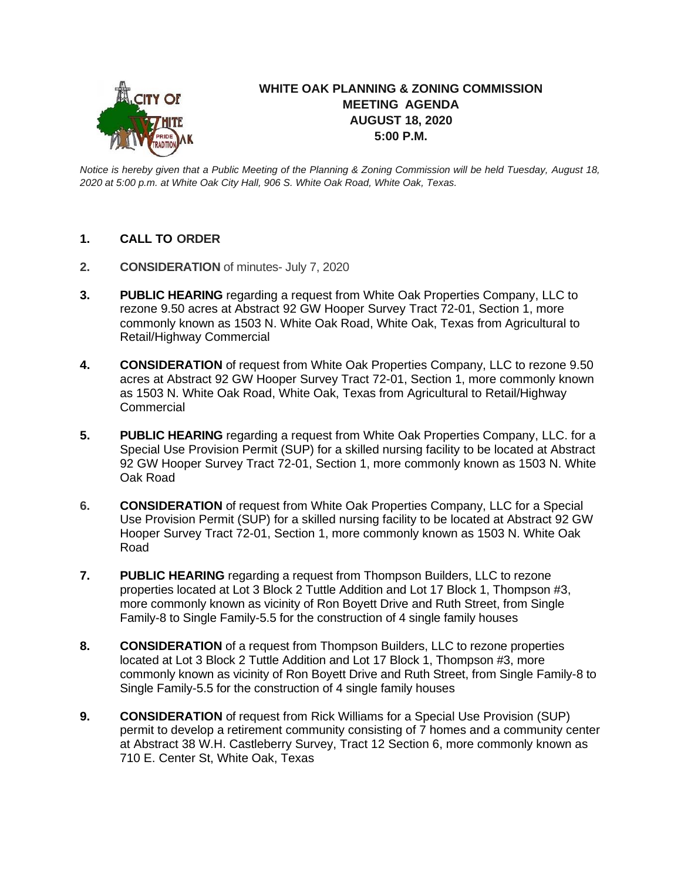# WHITE OAK PLANNING & ZONING COMMISSION MEETING AGENDA
## AUGUST 18, 2020
## 5:00 P.M.

*Notice is hereby given that a Public Meeting of the Planning & Zoning Commission will be held Tuesday, August 18, 2020 at 5:00 p.m. at White Oak City Hall, 906 S. White Oak Road, White Oak, Texas.*

1. **CALL TO ORDER**

2. **CONSIDERATION** of minutes- July 7, 2020

3. **PUBLIC HEARING** regarding a request from White Oak Properties Company, LLC to rezone 9.50 acres at Abstract 92 GW Hooper Survey Tract 72-01, Section 1, more commonly known as 1503 N. White Oak Road, White Oak, Texas from Agricultural to Retail/Highway Commercial

4. **CONSIDERATION** of request from White Oak Properties Company, LLC to rezone 9.50 acres at Abstract 92 GW Hooper Survey Tract 72-01, Section 1, more commonly known as 1503 N. White Oak Road, White Oak, Texas from Agricultural to Retail/Highway Commercial

5. **PUBLIC HEARING** regarding a request from White Oak Properties Company, LLC. for a Special Use Provision Permit (SUP) for a skilled nursing facility to be located at Abstract 92 GW Hooper Survey Tract 72-01, Section 1, more commonly known as 1503 N. White Oak Road

6. **CONSIDERATION** of request from White Oak Properties Company, LLC for a Special Use Provision Permit (SUP) for a skilled nursing facility to be located at Abstract 92 GW Hooper Survey Tract 72-01, Section 1, more commonly known as 1503 N. White Oak Road

7. **PUBLIC HEARING** regarding a request from Thompson Builders, LLC to rezone properties located at Lot 3 Block 2 Tuttle Addition and Lot 17 Block 1, Thompson #3, more commonly known as vicinity of Ron Boyett Drive and Ruth Street, from Single Family-8 to Single Family-5.5 for the construction of 4 single family houses

8. **CONSIDERATION** of a request from Thompson Builders, LLC to rezone properties located at Lot 3 Block 2 Tuttle Addition and Lot 17 Block 1, Thompson #3, more commonly known as vicinity of Ron Boyett Drive and Ruth Street, from Single Family-8 to Single Family-5.5 for the construction of 4 single family houses

9. **CONSIDERATION** of request from Rick Williams for a Special Use Provision (SUP) permit to develop a retirement community consisting of 7 homes and a community center at Abstract 38 W.H. Castleberry Survey, Tract 12 Section 6, more commonly known as 710 E. Center St, White Oak, Texas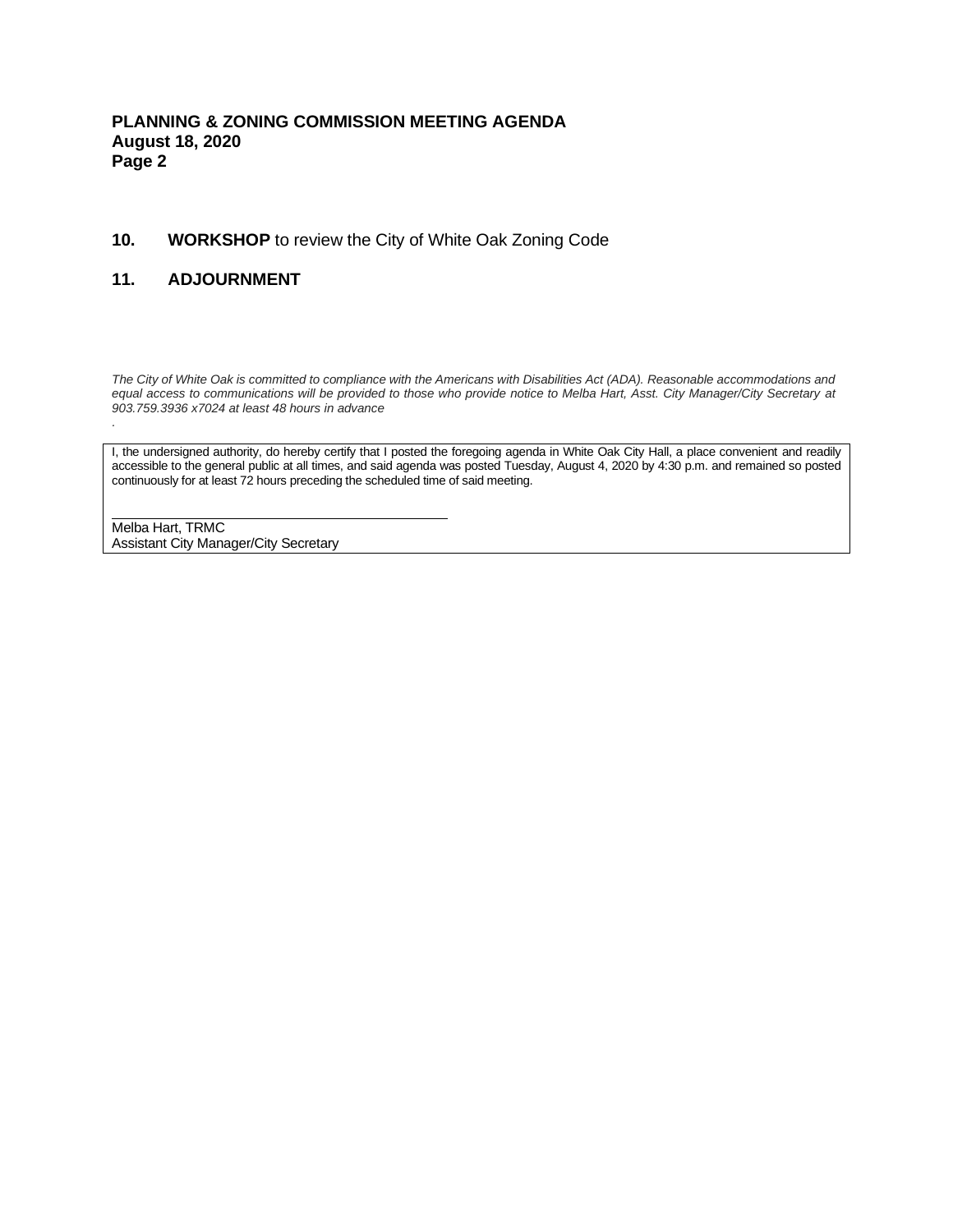**10. WORKSHOP** to review the City of White Oak Zoning Code

**11. ADJOURNMENT**

*The City of White Oak is committed to compliance with the Americans with Disabilities Act (ADA). Reasonable accommodations and equal access to communications will be provided to those who provide notice to Melba Hart, Asst. City Manager/City Secretary at 903.759.3936 x7024 at least 48 hours in advance*

.

I, the undersigned authority, do hereby certify that I posted the foregoing agenda in White Oak City Hall, a place convenient and readily accessible to the general public at all times, and said agenda was posted Tuesday, August 4, 2020 by 4:30 p.m. and remained so posted continuously for at least 72 hours preceding the scheduled time of said meeting.

\_\_\_\_\_\_\_\_\_\_\_\_\_\_\_\_\_\_\_\_\_\_\_\_\_\_\_\_\_\_\_\_\_\_\_\_\_\_\_\_

Melba Hart, TRMC
Assistant City Manager/City Secretary